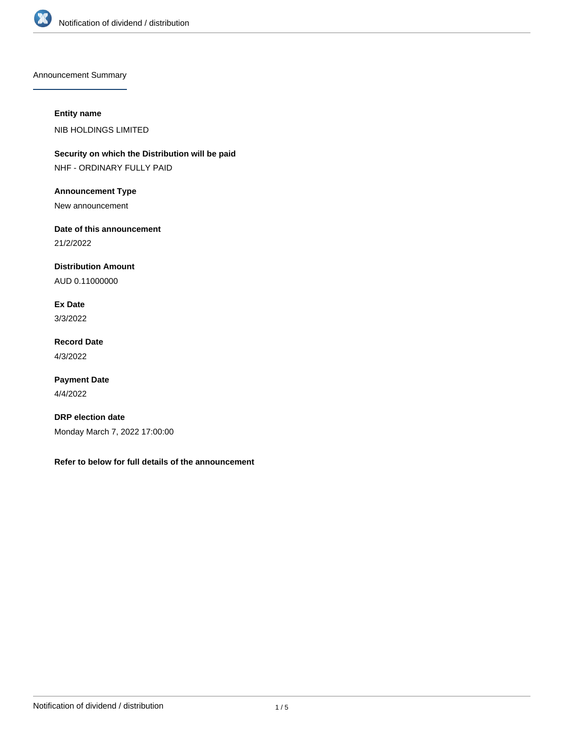## Announcement Summary

**Entity name**

NIB HOLDINGS LIMITED

**Security on which the Distribution will be paid**

NHF - ORDINARY FULLY PAID

**Announcement Type**

New announcement

**Date of this announcement**

21/2/2022

**Distribution Amount**

AUD 0.11000000

**Ex Date**

3/3/2022

**Record Date**

4/3/2022

**Payment Date**

4/4/2022

**DRP election date**

Monday March 7, 2022 17:00:00

**Refer to below for full details of the announcement**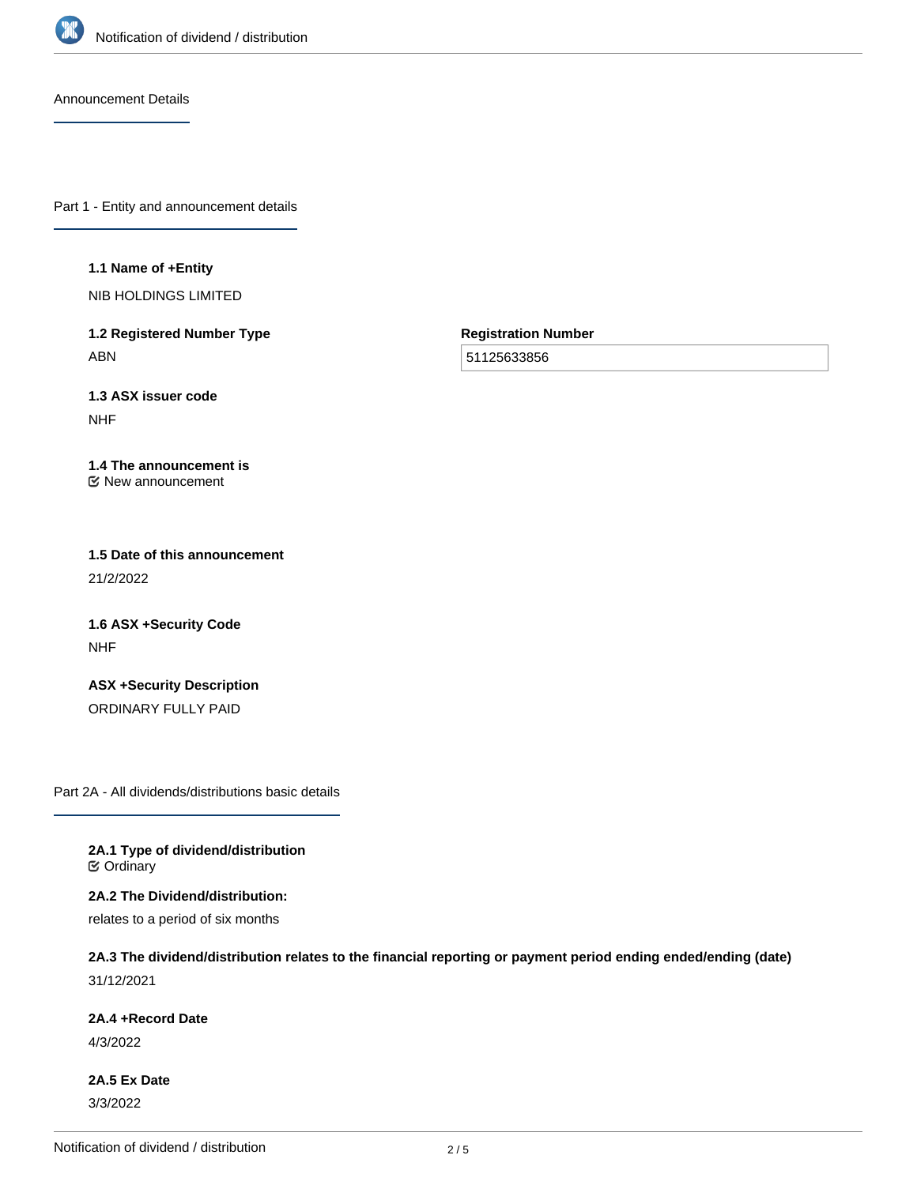Announcement Details

## Part 1 - Entity and announcement details

**1.1 Name of +Entity**

NIB HOLDINGS LIMITED

**1.2 Registered Number Type**

ABN

**Registration Number**

51125633856

**1.3 ASX issuer code**

NHF

**1.4 The announcement is**

New announcement

**1.5 Date of this announcement**

21/2/2022

**1.6 ASX +Security Code**

NHF

**ASX +Security Description**

ORDINARY FULLY PAID

## Part 2A - All dividends/distributions basic details

**2A.1 Type of dividend/distribution**

Ordinary

**2A.2 The Dividend/distribution:**

relates to a period of six months

**2A.3 The dividend/distribution relates to the financial reporting or payment period ending ended/ending (date)**

31/12/2021

**2A.4 +Record Date**

4/3/2022

**2A.5 Ex Date**

3/3/2022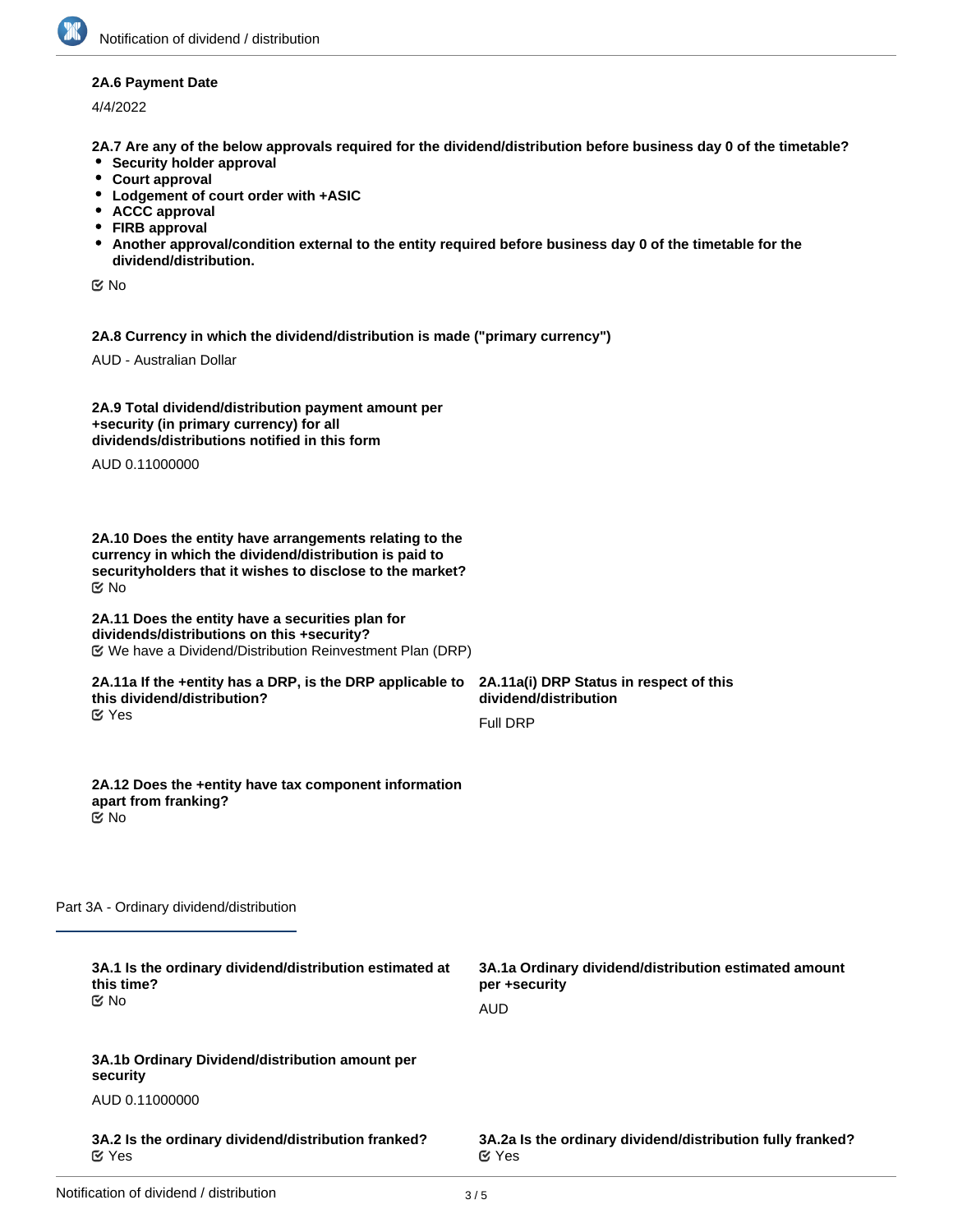**2A.6 Payment Date**

4/4/2022

**2A.7 Are any of the below approvals required for the dividend/distribution before business day 0 of the timetable?**

- **Security holder approval**
- **Court approval**
- **Lodgement of court order with +ASIC**
- **ACCC approval**
- **FIRB approval**
- **Another approval/condition external to the entity required before business day 0 of the timetable for the dividend/distribution.**

☑ No

**2A.8 Currency in which the dividend/distribution is made ("primary currency")**

AUD - Australian Dollar

**2A.9 Total dividend/distribution payment amount per +security (in primary currency) for all dividends/distributions notified in this form**

AUD 0.11000000

**2A.10 Does the entity have arrangements relating to the currency in which the dividend/distribution is paid to securityholders that it wishes to disclose to the market?**

☑ No

**2A.11 Does the entity have a securities plan for dividends/distributions on this +security?**

☑ We have a Dividend/Distribution Reinvestment Plan (DRP)

**2A.11a If the +entity has a DRP, is the DRP applicable to this dividend/distribution?**

☑ Yes

**2A.11a(i) DRP Status in respect of this dividend/distribution**

Full DRP

**2A.12 Does the +entity have tax component information apart from franking?**

☑ No

## Part 3A - Ordinary dividend/distribution

**3A.1 Is the ordinary dividend/distribution estimated at this time?**

☑ No

**3A.1a Ordinary dividend/distribution estimated amount per +security**

AUD

**3A.1b Ordinary Dividend/distribution amount per security**

AUD 0.11000000

**3A.2 Is the ordinary dividend/distribution franked?**

☑ Yes

**3A.2a Is the ordinary dividend/distribution fully franked?**

☑ Yes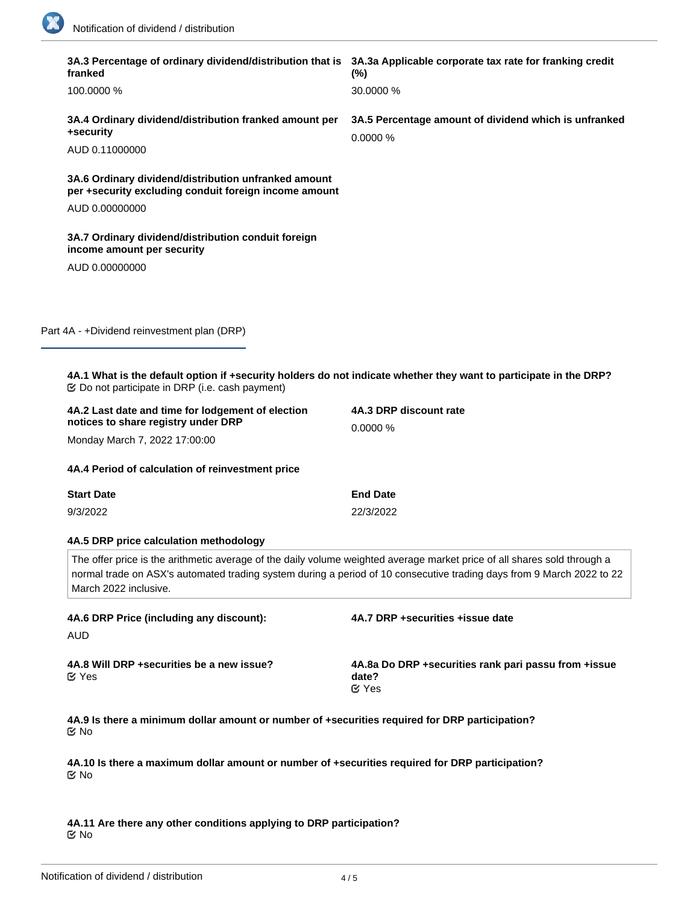**3A.3 Percentage of ordinary dividend/distribution that is franked**

100.0000 %

**3A.3a Applicable corporate tax rate for franking credit (%)**

30.0000 %

**3A.4 Ordinary dividend/distribution franked amount per +security**

AUD 0.11000000

**3A.5 Percentage amount of dividend which is unfranked**

0.0000 %

**3A.6 Ordinary dividend/distribution unfranked amount per +security excluding conduit foreign income amount**

AUD 0.00000000

**3A.7 Ordinary dividend/distribution conduit foreign income amount per security**

AUD 0.00000000

## Part 4A - +Dividend reinvestment plan (DRP)

**4A.1 What is the default option if +security holders do not indicate whether they want to participate in the DRP?**

☑ Do not participate in DRP (i.e. cash payment)

**4A.2 Last date and time for lodgement of election notices to share registry under DRP**

Monday March 7, 2022 17:00:00

**4A.3 DRP discount rate**

0.0000 %

**4A.4 Period of calculation of reinvestment price**

| Start Date | End Date |
|---|---|
| 9/3/2022 | 22/3/2022 |

**4A.5 DRP price calculation methodology**

The offer price is the arithmetic average of the daily volume weighted average market price of all shares sold through a normal trade on ASX's automated trading system during a period of 10 consecutive trading days from 9 March 2022 to 22 March 2022 inclusive.

**4A.6 DRP Price (including any discount):**

AUD

**4A.7 DRP +securities +issue date**

**4A.8 Will DRP +securities be a new issue?**

☑ Yes

**4A.8a Do DRP +securities rank pari passu from +issue date?**

☑ Yes

**4A.9 Is there a minimum dollar amount or number of +securities required for DRP participation?**

☑ No

**4A.10 Is there a maximum dollar amount or number of +securities required for DRP participation?**

☑ No

**4A.11 Are there any other conditions applying to DRP participation?**

☑ No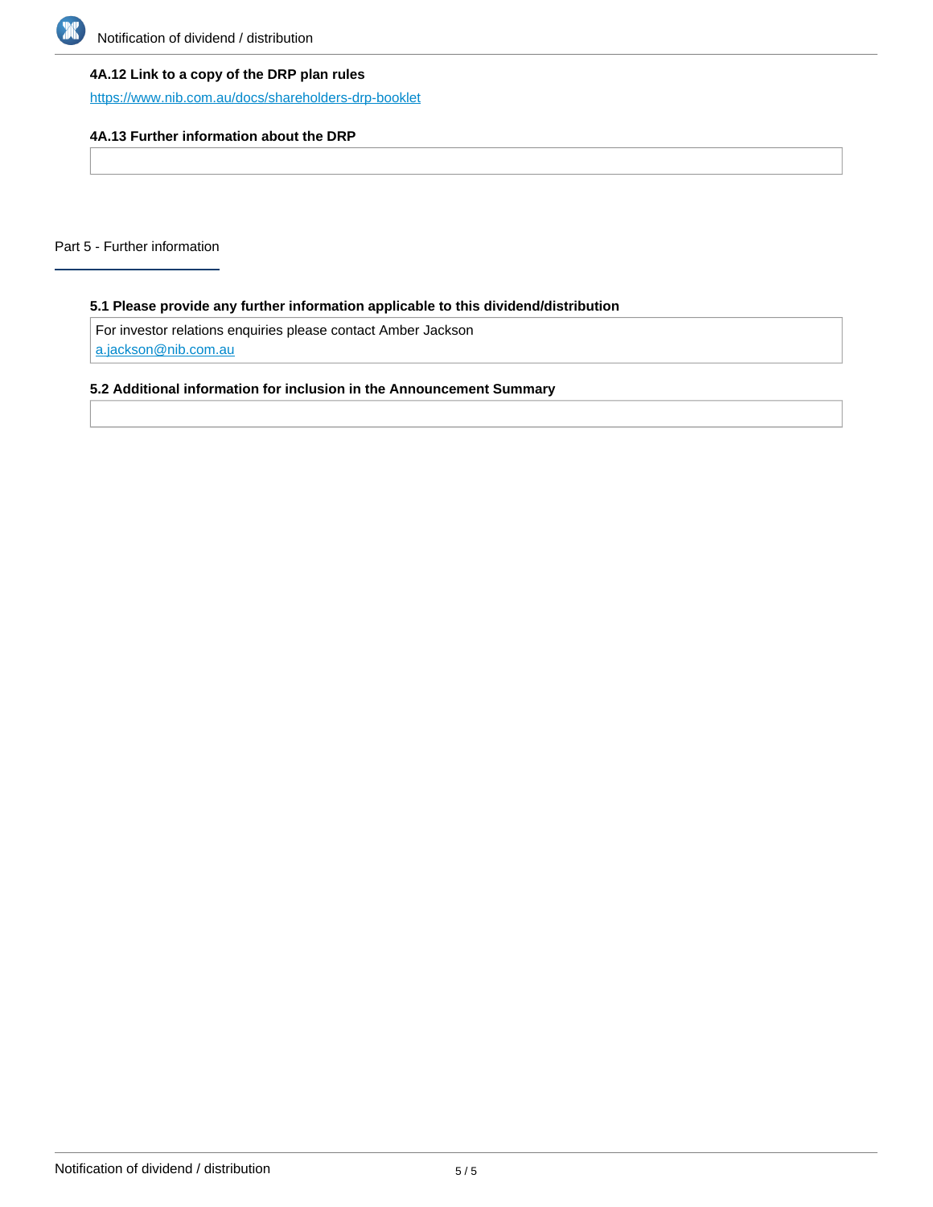#### 4A.12 Link to a copy of the DRP plan rules

https://www.nib.com.au/docs/shareholders-drp-booklet

#### 4A.13 Further information about the DRP

## Part 5 - Further information

#### 5.1 Please provide any further information applicable to this dividend/distribution

For investor relations enquiries please contact Amber Jackson
a.jackson@nib.com.au

#### 5.2 Additional information for inclusion in the Announcement Summary